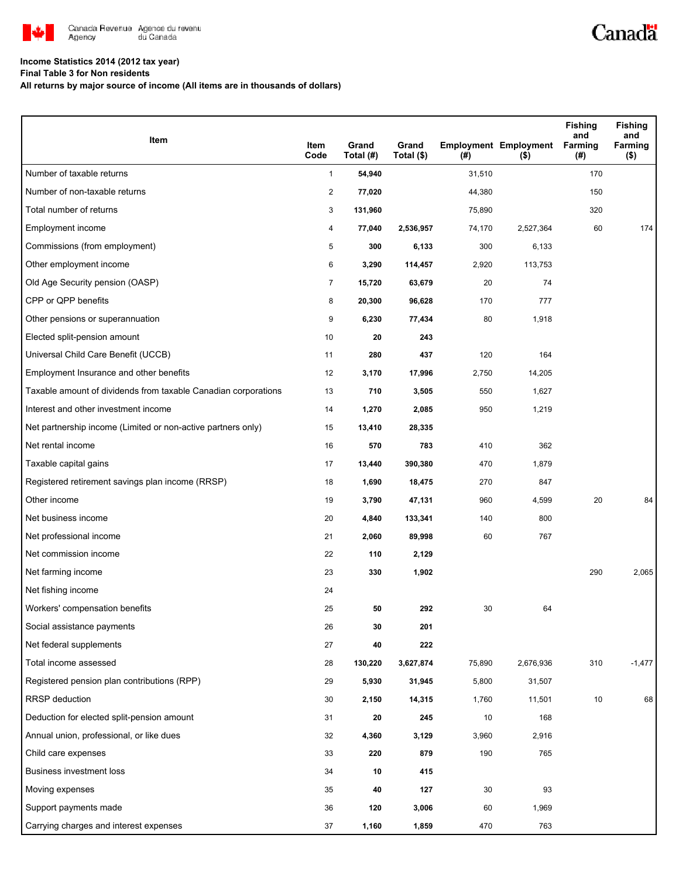**Income Statistics 2014 (2012 tax year)**
**Final Table 3 for Non residents**
**All returns by major source of income (All items are in thousands of dollars)**

| Item | Item Code | Grand Total (#) | Grand Total ($) | Employment (#) | Employment ($) | Fishing and Farming (#) | Fishing and Farming ($) |
|---|---|---|---|---|---|---|---|
| Number of taxable returns | 1 | **54,940** | | 31,510 | | 170 | |
| Number of non-taxable returns | 2 | **77,020** | | 44,380 | | 150 | |
| Total number of returns | 3 | **131,960** | | 75,890 | | 320 | |
| Employment income | 4 | **77,040** | **2,536,957** | 74,170 | 2,527,364 | 60 | 174 |
| Commissions (from employment) | 5 | **300** | **6,133** | 300 | 6,133 | | |
| Other employment income | 6 | **3,290** | **114,457** | 2,920 | 113,753 | | |
| Old Age Security pension (OASP) | 7 | **15,720** | **63,679** | 20 | 74 | | |
| CPP or QPP benefits | 8 | **20,300** | **96,628** | 170 | 777 | | |
| Other pensions or superannuation | 9 | **6,230** | **77,434** | 80 | 1,918 | | |
| Elected split-pension amount | 10 | **20** | **243** | | | | |
| Universal Child Care Benefit (UCCB) | 11 | **280** | **437** | 120 | 164 | | |
| Employment Insurance and other benefits | 12 | **3,170** | **17,996** | 2,750 | 14,205 | | |
| Taxable amount of dividends from taxable Canadian corporations | 13 | **710** | **3,505** | 550 | 1,627 | | |
| Interest and other investment income | 14 | **1,270** | **2,085** | 950 | 1,219 | | |
| Net partnership income (Limited or non-active partners only) | 15 | **13,410** | **28,335** | | | | |
| Net rental income | 16 | **570** | **783** | 410 | 362 | | |
| Taxable capital gains | 17 | **13,440** | **390,380** | 470 | 1,879 | | |
| Registered retirement savings plan income (RRSP) | 18 | **1,690** | **18,475** | 270 | 847 | | |
| Other income | 19 | **3,790** | **47,131** | 960 | 4,599 | 20 | 84 |
| Net business income | 20 | **4,840** | **133,341** | 140 | 800 | | |
| Net professional income | 21 | **2,060** | **89,998** | 60 | 767 | | |
| Net commission income | 22 | **110** | **2,129** | | | | |
| Net farming income | 23 | **330** | **1,902** | | | 290 | 2,065 |
| Net fishing income | 24 | | | | | | |
| Workers' compensation benefits | 25 | **50** | **292** | 30 | 64 | | |
| Social assistance payments | 26 | **30** | **201** | | | | |
| Net federal supplements | 27 | **40** | **222** | | | | |
| Total income assessed | 28 | **130,220** | **3,627,874** | 75,890 | 2,676,936 | 310 | -1,477 |
| Registered pension plan contributions (RPP) | 29 | **5,930** | **31,945** | 5,800 | 31,507 | | |
| RRSP deduction | 30 | **2,150** | **14,315** | 1,760 | 11,501 | 10 | 68 |
| Deduction for elected split-pension amount | 31 | **20** | **245** | 10 | 168 | | |
| Annual union, professional, or like dues | 32 | **4,360** | **3,129** | 3,960 | 2,916 | | |
| Child care expenses | 33 | **220** | **879** | 190 | 765 | | |
| Business investment loss | 34 | **10** | **415** | | | | |
| Moving expenses | 35 | **40** | **127** | 30 | 93 | | |
| Support payments made | 36 | **120** | **3,006** | 60 | 1,969 | | |
| Carrying charges and interest expenses | 37 | **1,160** | **1,859** | 470 | 763 | | |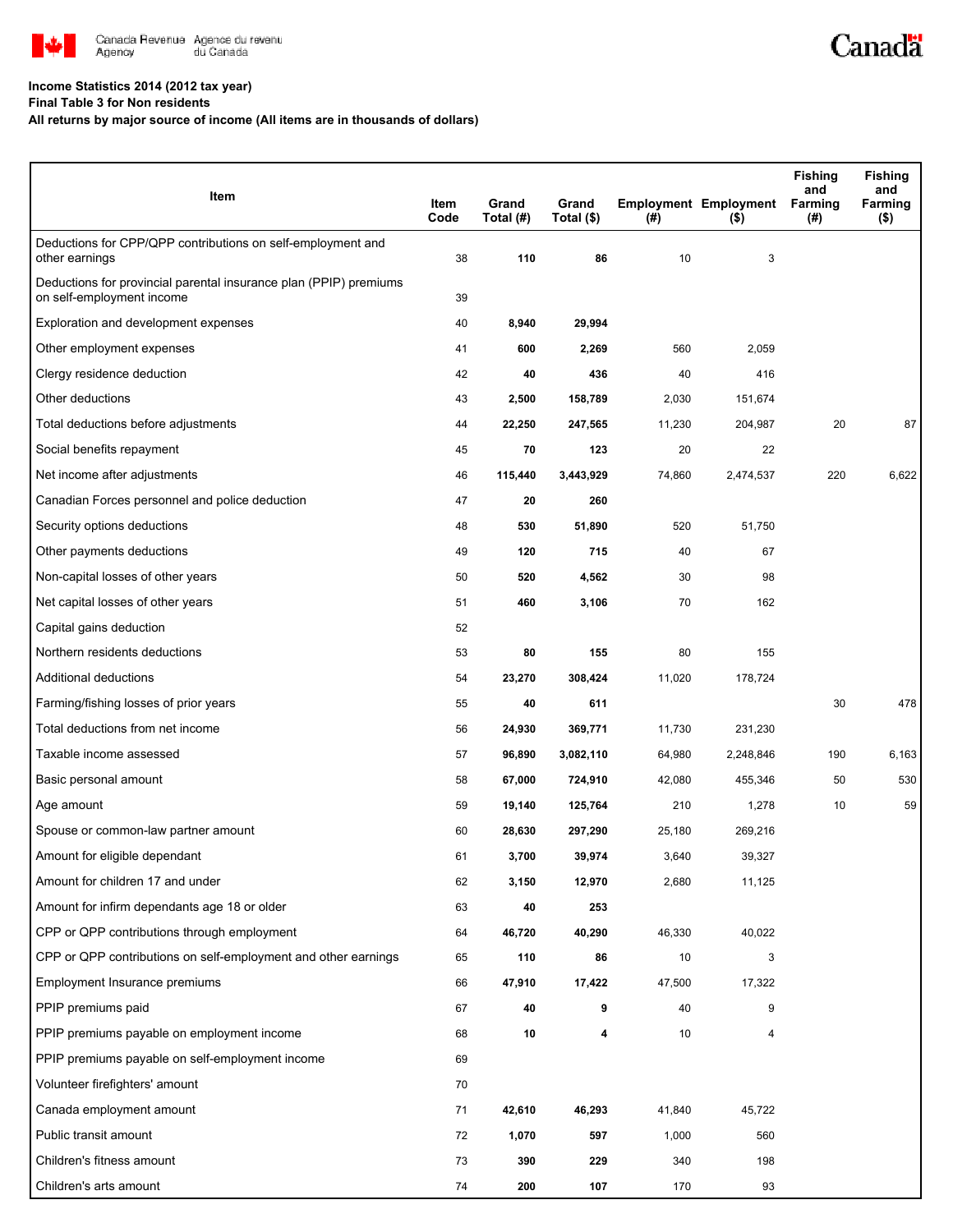**Income Statistics 2014 (2012 tax year)**
**Final Table 3 for Non residents**
**All returns by major source of income (All items are in thousands of dollars)**

| Item | Item Code | Grand Total (#) | Grand Total ($) | Employment (#) | Employment ($) | Fishing and Farming (#) | Fishing and Farming ($) |
|---|---|---|---|---|---|---|---|
| Deductions for CPP/QPP contributions on self-employment and other earnings | 38 | **110** | **86** | 10 | 3 | | |
| Deductions for provincial parental insurance plan (PPIP) premiums on self-employment income | 39 | | | | | | |
| Exploration and development expenses | 40 | **8,940** | **29,994** | | | | |
| Other employment expenses | 41 | **600** | **2,269** | 560 | 2,059 | | |
| Clergy residence deduction | 42 | **40** | **436** | 40 | 416 | | |
| Other deductions | 43 | **2,500** | **158,789** | 2,030 | 151,674 | | |
| Total deductions before adjustments | 44 | **22,250** | **247,565** | 11,230 | 204,987 | 20 | 87 |
| Social benefits repayment | 45 | **70** | **123** | 20 | 22 | | |
| Net income after adjustments | 46 | **115,440** | **3,443,929** | 74,860 | 2,474,537 | 220 | 6,622 |
| Canadian Forces personnel and police deduction | 47 | **20** | **260** | | | | |
| Security options deductions | 48 | **530** | **51,890** | 520 | 51,750 | | |
| Other payments deductions | 49 | **120** | **715** | 40 | 67 | | |
| Non-capital losses of other years | 50 | **520** | **4,562** | 30 | 98 | | |
| Net capital losses of other years | 51 | **460** | **3,106** | 70 | 162 | | |
| Capital gains deduction | 52 | | | | | | |
| Northern residents deductions | 53 | **80** | **155** | 80 | 155 | | |
| Additional deductions | 54 | **23,270** | **308,424** | 11,020 | 178,724 | | |
| Farming/fishing losses of prior years | 55 | **40** | **611** | | | 30 | 478 |
| Total deductions from net income | 56 | **24,930** | **369,771** | 11,730 | 231,230 | | |
| Taxable income assessed | 57 | **96,890** | **3,082,110** | 64,980 | 2,248,846 | 190 | 6,163 |
| Basic personal amount | 58 | **67,000** | **724,910** | 42,080 | 455,346 | 50 | 530 |
| Age amount | 59 | **19,140** | **125,764** | 210 | 1,278 | 10 | 59 |
| Spouse or common-law partner amount | 60 | **28,630** | **297,290** | 25,180 | 269,216 | | |
| Amount for eligible dependant | 61 | **3,700** | **39,974** | 3,640 | 39,327 | | |
| Amount for children 17 and under | 62 | **3,150** | **12,970** | 2,680 | 11,125 | | |
| Amount for infirm dependants age 18 or older | 63 | **40** | **253** | | | | |
| CPP or QPP contributions through employment | 64 | **46,720** | **40,290** | 46,330 | 40,022 | | |
| CPP or QPP contributions on self-employment and other earnings | 65 | **110** | **86** | 10 | 3 | | |
| Employment Insurance premiums | 66 | **47,910** | **17,422** | 47,500 | 17,322 | | |
| PPIP premiums paid | 67 | **40** | **9** | 40 | 9 | | |
| PPIP premiums payable on employment income | 68 | **10** | **4** | 10 | 4 | | |
| PPIP premiums payable on self-employment income | 69 | | | | | | |
| Volunteer firefighters' amount | 70 | | | | | | |
| Canada employment amount | 71 | **42,610** | **46,293** | 41,840 | 45,722 | | |
| Public transit amount | 72 | **1,070** | **597** | 1,000 | 560 | | |
| Children's fitness amount | 73 | **390** | **229** | 340 | 198 | | |
| Children's arts amount | 74 | **200** | **107** | 170 | 93 | | |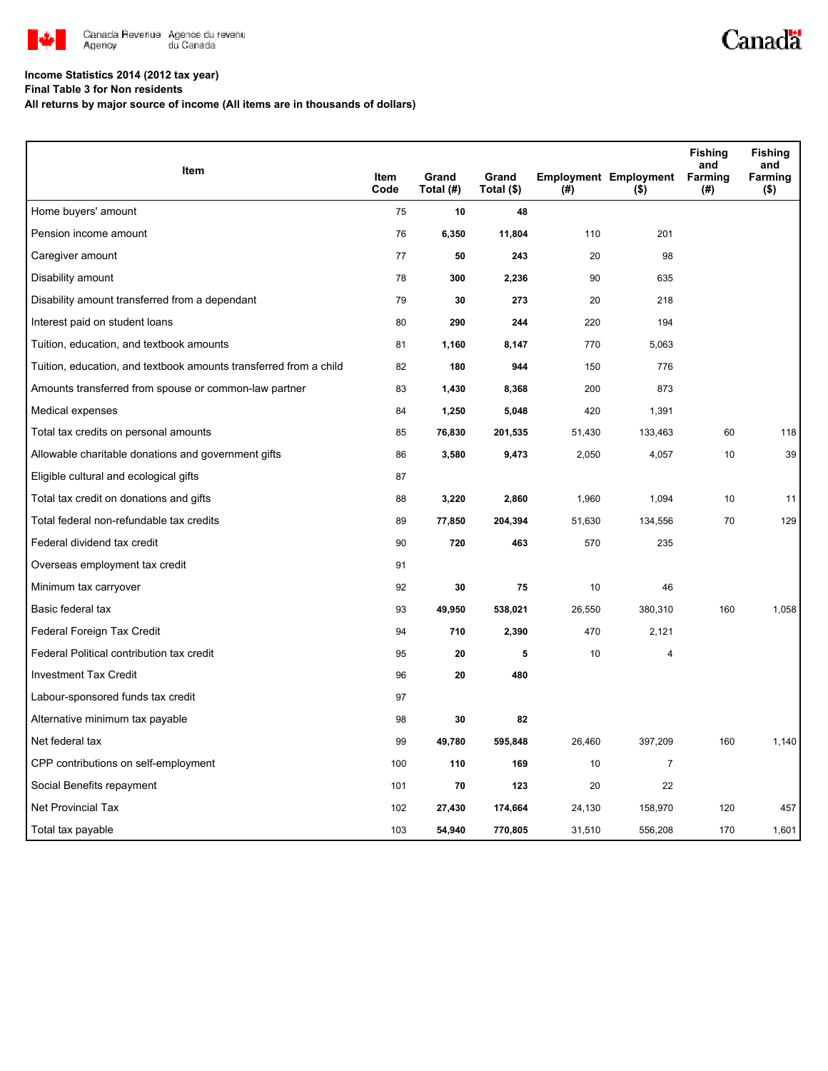**Income Statistics 2014 (2012 tax year)**

**Final Table 3 for Non residents**

**All returns by major source of income (All items are in thousands of dollars)**

| Item | Item Code | Grand Total (#) | Grand Total ($) | Employment (#) | Employment ($) | Fishing and Farming (#) | Fishing and Farming ($) |
|---|---|---|---|---|---|---|---|
| Home buyers' amount | 75 | **10** | **48** | | | | |
| Pension income amount | 76 | **6,350** | **11,804** | 110 | 201 | | |
| Caregiver amount | 77 | **50** | **243** | 20 | 98 | | |
| Disability amount | 78 | **300** | **2,236** | 90 | 635 | | |
| Disability amount transferred from a dependant | 79 | **30** | **273** | 20 | 218 | | |
| Interest paid on student loans | 80 | **290** | **244** | 220 | 194 | | |
| Tuition, education, and textbook amounts | 81 | **1,160** | **8,147** | 770 | 5,063 | | |
| Tuition, education, and textbook amounts transferred from a child | 82 | **180** | **944** | 150 | 776 | | |
| Amounts transferred from spouse or common-law partner | 83 | **1,430** | **8,368** | 200 | 873 | | |
| Medical expenses | 84 | **1,250** | **5,048** | 420 | 1,391 | | |
| Total tax credits on personal amounts | 85 | **76,830** | **201,535** | 51,430 | 133,463 | 60 | 118 |
| Allowable charitable donations and government gifts | 86 | **3,580** | **9,473** | 2,050 | 4,057 | 10 | 39 |
| Eligible cultural and ecological gifts | 87 | | | | | | |
| Total tax credit on donations and gifts | 88 | **3,220** | **2,860** | 1,960 | 1,094 | 10 | 11 |
| Total federal non-refundable tax credits | 89 | **77,850** | **204,394** | 51,630 | 134,556 | 70 | 129 |
| Federal dividend tax credit | 90 | **720** | **463** | 570 | 235 | | |
| Overseas employment tax credit | 91 | | | | | | |
| Minimum tax carryover | 92 | **30** | **75** | 10 | 46 | | |
| Basic federal tax | 93 | **49,950** | **538,021** | 26,550 | 380,310 | 160 | 1,058 |
| Federal Foreign Tax Credit | 94 | **710** | **2,390** | 470 | 2,121 | | |
| Federal Political contribution tax credit | 95 | **20** | **5** | 10 | 4 | | |
| Investment Tax Credit | 96 | **20** | **480** | | | | |
| Labour-sponsored funds tax credit | 97 | | | | | | |
| Alternative minimum tax payable | 98 | **30** | **82** | | | | |
| Net federal tax | 99 | **49,780** | **595,848** | 26,460 | 397,209 | 160 | 1,140 |
| CPP contributions on self-employment | 100 | **110** | **169** | 10 | 7 | | |
| Social Benefits repayment | 101 | **70** | **123** | 20 | 22 | | |
| Net Provincial Tax | 102 | **27,430** | **174,664** | 24,130 | 158,970 | 120 | 457 |
| Total tax payable | 103 | **54,940** | **770,805** | 31,510 | 556,208 | 170 | 1,601 |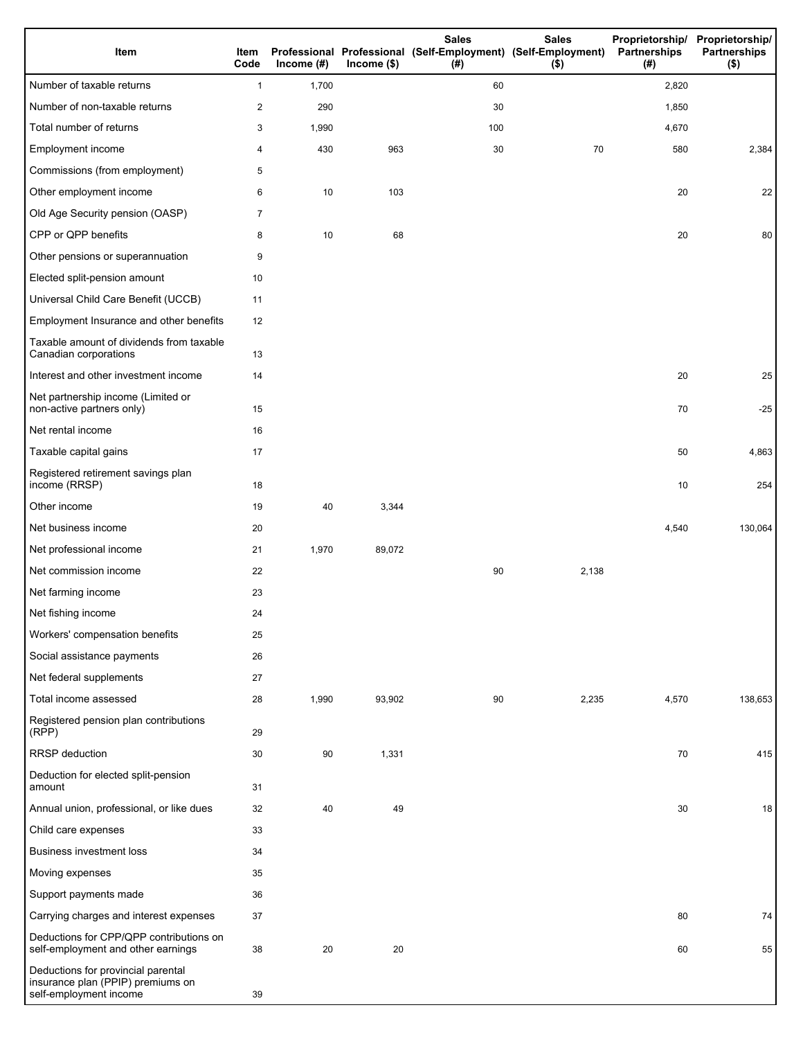| Item | Item Code | Professional Income (#) | Professional Income ($) | Sales (Self-Employment) (#) | Sales (Self-Employment) ($) | Proprietorship/ Partnerships (#) | Proprietorship/ Partnerships ($) |
|---|---|---|---|---|---|---|---|
| Number of taxable returns | 1 | 1,700 | | 60 | | 2,820 | |
| Number of non-taxable returns | 2 | 290 | | 30 | | 1,850 | |
| Total number of returns | 3 | 1,990 | | 100 | | 4,670 | |
| Employment income | 4 | 430 | 963 | 30 | 70 | 580 | 2,384 |
| Commissions (from employment) | 5 | | | | | | |
| Other employment income | 6 | 10 | 103 | | | 20 | 22 |
| Old Age Security pension (OASP) | 7 | | | | | | |
| CPP or QPP benefits | 8 | 10 | 68 | | | 20 | 80 |
| Other pensions or superannuation | 9 | | | | | | |
| Elected split-pension amount | 10 | | | | | | |
| Universal Child Care Benefit (UCCB) | 11 | | | | | | |
| Employment Insurance and other benefits | 12 | | | | | | |
| Taxable amount of dividends from taxable Canadian corporations | 13 | | | | | | |
| Interest and other investment income | 14 | | | | | 20 | 25 |
| Net partnership income (Limited or non-active partners only) | 15 | | | | | 70 | -25 |
| Net rental income | 16 | | | | | | |
| Taxable capital gains | 17 | | | | | 50 | 4,863 |
| Registered retirement savings plan income (RRSP) | 18 | | | | | 10 | 254 |
| Other income | 19 | 40 | 3,344 | | | | |
| Net business income | 20 | | | | | 4,540 | 130,064 |
| Net professional income | 21 | 1,970 | 89,072 | | | | |
| Net commission income | 22 | | | 90 | 2,138 | | |
| Net farming income | 23 | | | | | | |
| Net fishing income | 24 | | | | | | |
| Workers' compensation benefits | 25 | | | | | | |
| Social assistance payments | 26 | | | | | | |
| Net federal supplements | 27 | | | | | | |
| Total income assessed | 28 | 1,990 | 93,902 | 90 | 2,235 | 4,570 | 138,653 |
| Registered pension plan contributions (RPP) | 29 | | | | | | |
| RRSP deduction | 30 | 90 | 1,331 | | | 70 | 415 |
| Deduction for elected split-pension amount | 31 | | | | | | |
| Annual union, professional, or like dues | 32 | 40 | 49 | | | 30 | 18 |
| Child care expenses | 33 | | | | | | |
| Business investment loss | 34 | | | | | | |
| Moving expenses | 35 | | | | | | |
| Support payments made | 36 | | | | | | |
| Carrying charges and interest expenses | 37 | | | | | 80 | 74 |
| Deductions for CPP/QPP contributions on self-employment and other earnings | 38 | 20 | 20 | | | 60 | 55 |
| Deductions for provincial parental insurance plan (PPIP) premiums on self-employment income | 39 | | | | | | |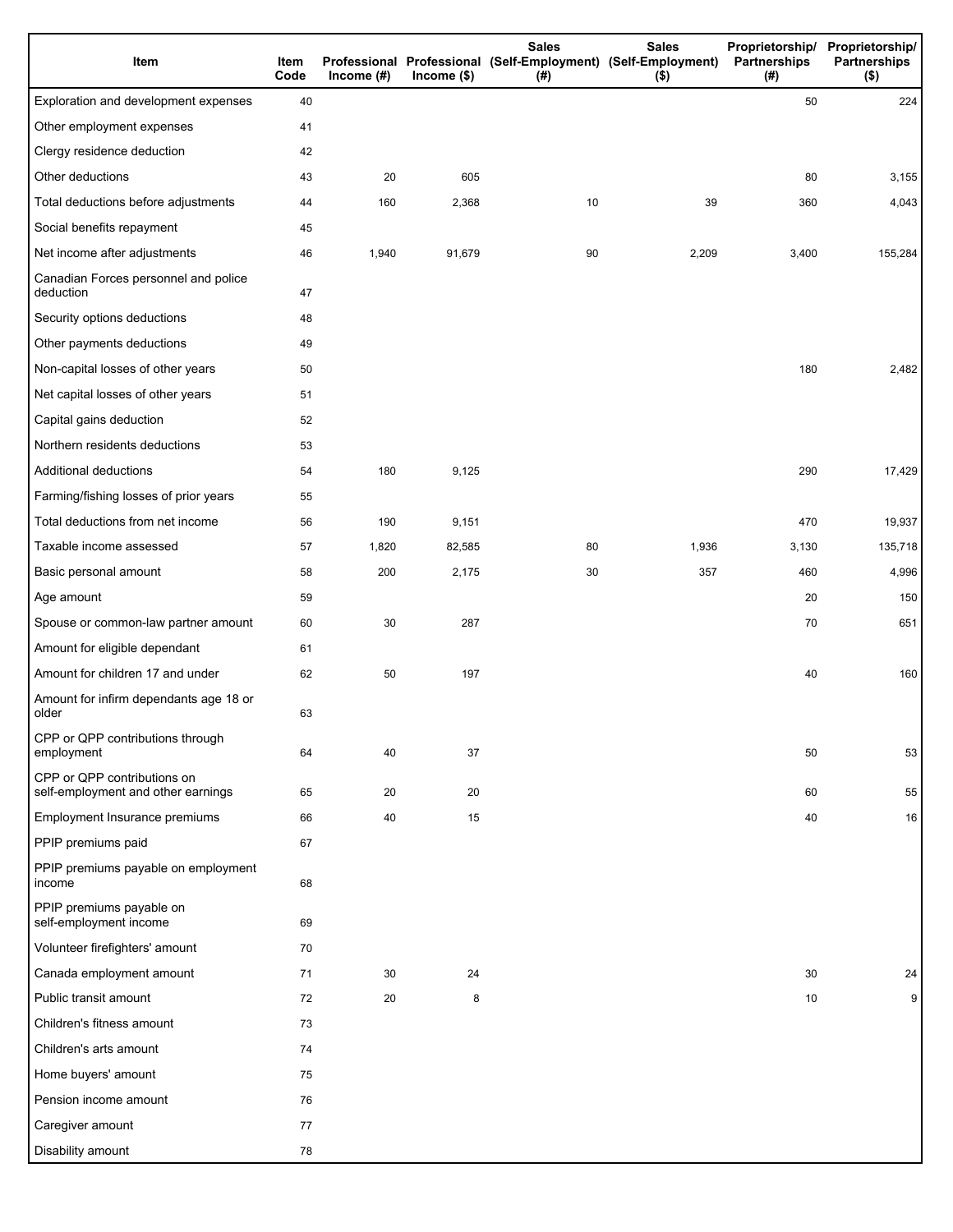| Item | Item Code | Professional Income (#) | Professional Income ($) | Sales (Self-Employment) (#) | Sales (Self-Employment) ($) | Proprietorship/ Partnerships (#) | Proprietorship/ Partnerships ($) |
|---|---|---|---|---|---|---|---|
| Exploration and development expenses | 40 | | | | | 50 | 224 |
| Other employment expenses | 41 | | | | | | |
| Clergy residence deduction | 42 | | | | | | |
| Other deductions | 43 | 20 | 605 | | | 80 | 3,155 |
| Total deductions before adjustments | 44 | 160 | 2,368 | 10 | 39 | 360 | 4,043 |
| Social benefits repayment | 45 | | | | | | |
| Net income after adjustments | 46 | 1,940 | 91,679 | 90 | 2,209 | 3,400 | 155,284 |
| Canadian Forces personnel and police deduction | 47 | | | | | | |
| Security options deductions | 48 | | | | | | |
| Other payments deductions | 49 | | | | | | |
| Non-capital losses of other years | 50 | | | | | 180 | 2,482 |
| Net capital losses of other years | 51 | | | | | | |
| Capital gains deduction | 52 | | | | | | |
| Northern residents deductions | 53 | | | | | | |
| Additional deductions | 54 | 180 | 9,125 | | | 290 | 17,429 |
| Farming/fishing losses of prior years | 55 | | | | | | |
| Total deductions from net income | 56 | 190 | 9,151 | | | 470 | 19,937 |
| Taxable income assessed | 57 | 1,820 | 82,585 | 80 | 1,936 | 3,130 | 135,718 |
| Basic personal amount | 58 | 200 | 2,175 | 30 | 357 | 460 | 4,996 |
| Age amount | 59 | | | | | 20 | 150 |
| Spouse or common-law partner amount | 60 | 30 | 287 | | | 70 | 651 |
| Amount for eligible dependant | 61 | | | | | | |
| Amount for children 17 and under | 62 | 50 | 197 | | | 40 | 160 |
| Amount for infirm dependants age 18 or older | 63 | | | | | | |
| CPP or QPP contributions through employment | 64 | 40 | 37 | | | 50 | 53 |
| CPP or QPP contributions on self-employment and other earnings | 65 | 20 | 20 | | | 60 | 55 |
| Employment Insurance premiums | 66 | 40 | 15 | | | 40 | 16 |
| PPIP premiums paid | 67 | | | | | | |
| PPIP premiums payable on employment income | 68 | | | | | | |
| PPIP premiums payable on self-employment income | 69 | | | | | | |
| Volunteer firefighters' amount | 70 | | | | | | |
| Canada employment amount | 71 | 30 | 24 | | | 30 | 24 |
| Public transit amount | 72 | 20 | 8 | | | 10 | 9 |
| Children's fitness amount | 73 | | | | | | |
| Children's arts amount | 74 | | | | | | |
| Home buyers' amount | 75 | | | | | | |
| Pension income amount | 76 | | | | | | |
| Caregiver amount | 77 | | | | | | |
| Disability amount | 78 | | | | | | |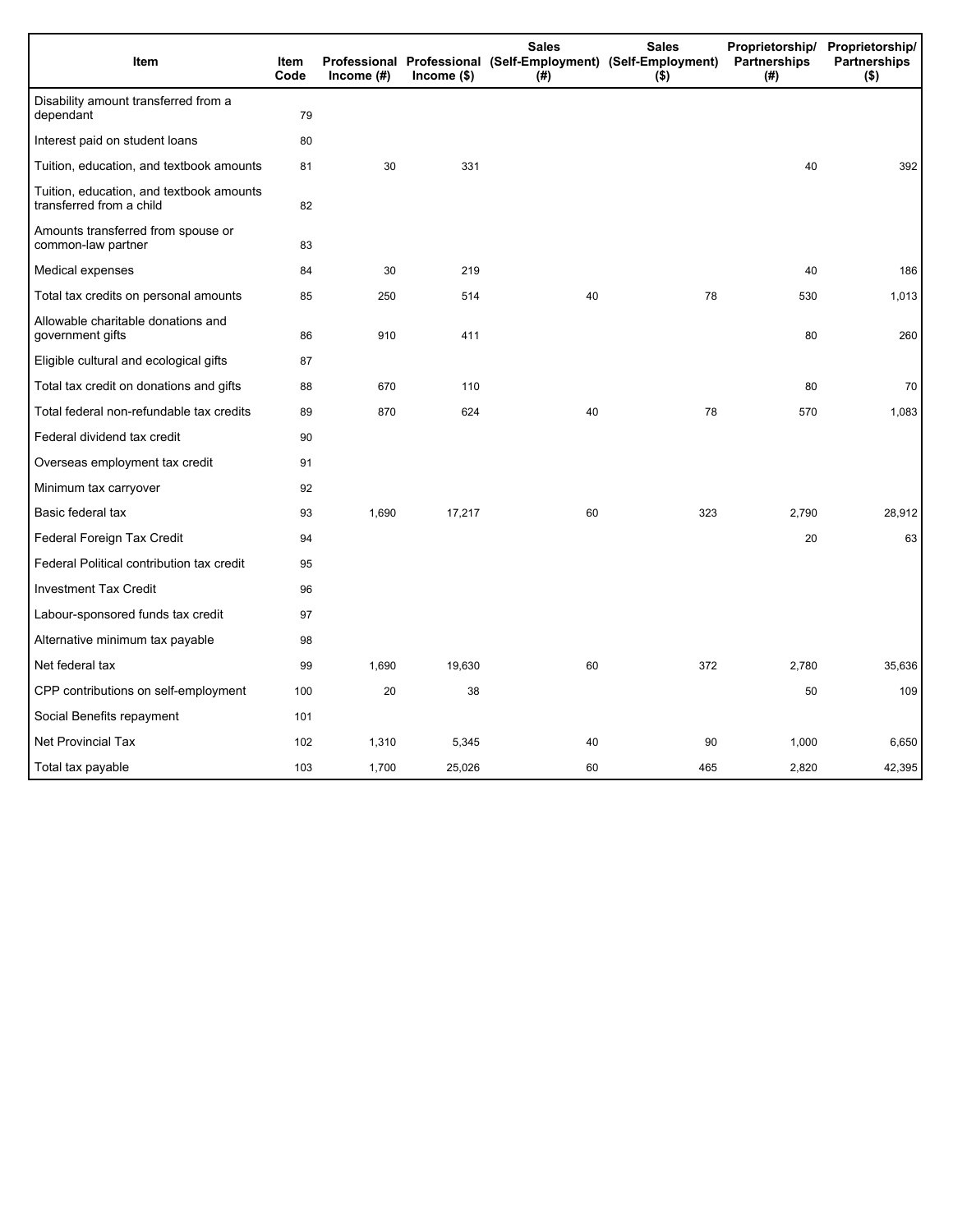| Item | Item Code | Professional Income (#) | Professional Income ($) | Sales (Self-Employment) (#) | Sales (Self-Employment) ($) | Proprietorship/ Partnerships (#) | Proprietorship/ Partnerships ($) |
|---|---|---|---|---|---|---|---|
| Disability amount transferred from a dependant | 79 | | | | | | |
| Interest paid on student loans | 80 | | | | | | |
| Tuition, education, and textbook amounts | 81 | 30 | 331 | | | 40 | 392 |
| Tuition, education, and textbook amounts transferred from a child | 82 | | | | | | |
| Amounts transferred from spouse or common-law partner | 83 | | | | | | |
| Medical expenses | 84 | 30 | 219 | | | 40 | 186 |
| Total tax credits on personal amounts | 85 | 250 | 514 | 40 | 78 | 530 | 1,013 |
| Allowable charitable donations and government gifts | 86 | 910 | 411 | | | 80 | 260 |
| Eligible cultural and ecological gifts | 87 | | | | | | |
| Total tax credit on donations and gifts | 88 | 670 | 110 | | | 80 | 70 |
| Total federal non-refundable tax credits | 89 | 870 | 624 | 40 | 78 | 570 | 1,083 |
| Federal dividend tax credit | 90 | | | | | | |
| Overseas employment tax credit | 91 | | | | | | |
| Minimum tax carryover | 92 | | | | | | |
| Basic federal tax | 93 | 1,690 | 17,217 | 60 | 323 | 2,790 | 28,912 |
| Federal Foreign Tax Credit | 94 | | | | | 20 | 63 |
| Federal Political contribution tax credit | 95 | | | | | | |
| Investment Tax Credit | 96 | | | | | | |
| Labour-sponsored funds tax credit | 97 | | | | | | |
| Alternative minimum tax payable | 98 | | | | | | |
| Net federal tax | 99 | 1,690 | 19,630 | 60 | 372 | 2,780 | 35,636 |
| CPP contributions on self-employment | 100 | 20 | 38 | | | 50 | 109 |
| Social Benefits repayment | 101 | | | | | | |
| Net Provincial Tax | 102 | 1,310 | 5,345 | 40 | 90 | 1,000 | 6,650 |
| Total tax payable | 103 | 1,700 | 25,026 | 60 | 465 | 2,820 | 42,395 |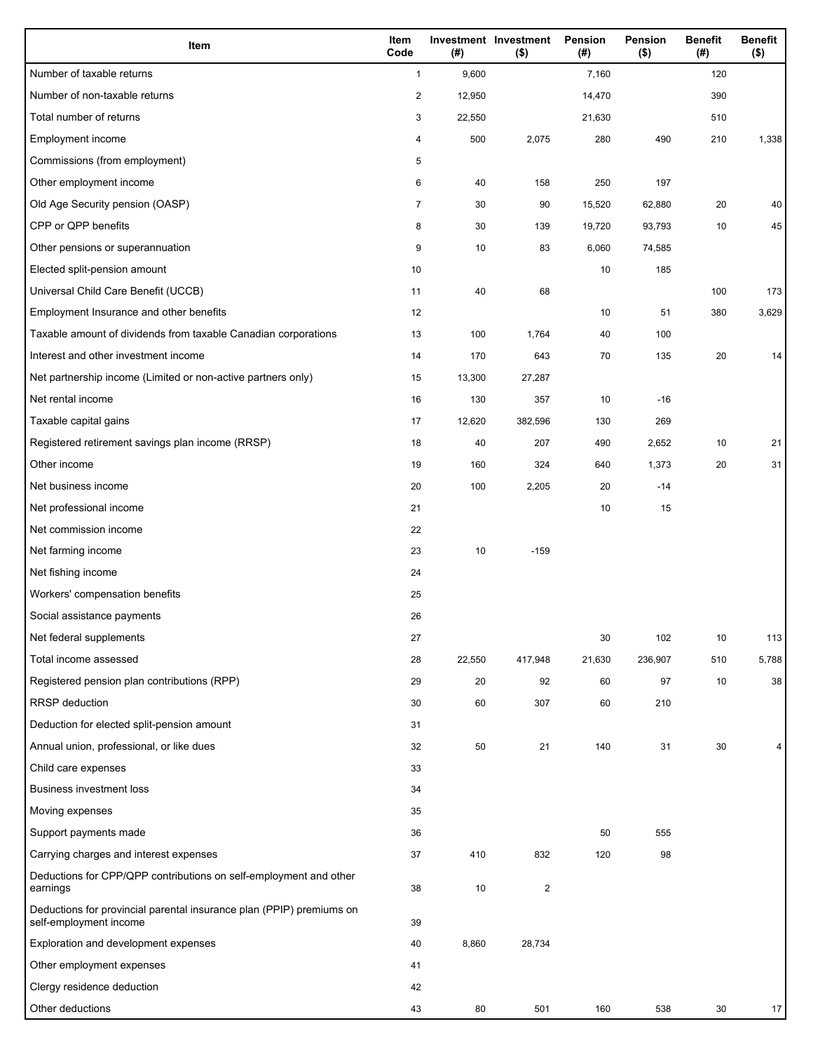| Item | Item Code | Investment (#) | Investment ($) | Pension (#) | Pension ($) | Benefit (#) | Benefit ($) |
|---|---|---|---|---|---|---|---|
| Number of taxable returns | 1 | 9,600 | | 7,160 | | 120 | |
| Number of non-taxable returns | 2 | 12,950 | | 14,470 | | 390 | |
| Total number of returns | 3 | 22,550 | | 21,630 | | 510 | |
| Employment income | 4 | 500 | 2,075 | 280 | 490 | 210 | 1,338 |
| Commissions (from employment) | 5 | | | | | | |
| Other employment income | 6 | 40 | 158 | 250 | 197 | | |
| Old Age Security pension (OASP) | 7 | 30 | 90 | 15,520 | 62,880 | 20 | 40 |
| CPP or QPP benefits | 8 | 30 | 139 | 19,720 | 93,793 | 10 | 45 |
| Other pensions or superannuation | 9 | 10 | 83 | 6,060 | 74,585 | | |
| Elected split-pension amount | 10 | | | 10 | 185 | | |
| Universal Child Care Benefit (UCCB) | 11 | 40 | 68 | | | 100 | 173 |
| Employment Insurance and other benefits | 12 | | | 10 | 51 | 380 | 3,629 |
| Taxable amount of dividends from taxable Canadian corporations | 13 | 100 | 1,764 | 40 | 100 | | |
| Interest and other investment income | 14 | 170 | 643 | 70 | 135 | 20 | 14 |
| Net partnership income (Limited or non-active partners only) | 15 | 13,300 | 27,287 | | | | |
| Net rental income | 16 | 130 | 357 | 10 | -16 | | |
| Taxable capital gains | 17 | 12,620 | 382,596 | 130 | 269 | | |
| Registered retirement savings plan income (RRSP) | 18 | 40 | 207 | 490 | 2,652 | 10 | 21 |
| Other income | 19 | 160 | 324 | 640 | 1,373 | 20 | 31 |
| Net business income | 20 | 100 | 2,205 | 20 | -14 | | |
| Net professional income | 21 | | | 10 | 15 | | |
| Net commission income | 22 | | | | | | |
| Net farming income | 23 | 10 | -159 | | | | |
| Net fishing income | 24 | | | | | | |
| Workers' compensation benefits | 25 | | | | | | |
| Social assistance payments | 26 | | | | | | |
| Net federal supplements | 27 | | | 30 | 102 | 10 | 113 |
| Total income assessed | 28 | 22,550 | 417,948 | 21,630 | 236,907 | 510 | 5,788 |
| Registered pension plan contributions (RPP) | 29 | 20 | 92 | 60 | 97 | 10 | 38 |
| RRSP deduction | 30 | 60 | 307 | 60 | 210 | | |
| Deduction for elected split-pension amount | 31 | | | | | | |
| Annual union, professional, or like dues | 32 | 50 | 21 | 140 | 31 | 30 | 4 |
| Child care expenses | 33 | | | | | | |
| Business investment loss | 34 | | | | | | |
| Moving expenses | 35 | | | | | | |
| Support payments made | 36 | | | 50 | 555 | | |
| Carrying charges and interest expenses | 37 | 410 | 832 | 120 | 98 | | |
| Deductions for CPP/QPP contributions on self-employment and other earnings | 38 | 10 | 2 | | | | |
| Deductions for provincial parental insurance plan (PPIP) premiums on self-employment income | 39 | | | | | | |
| Exploration and development expenses | 40 | 8,860 | 28,734 | | | | |
| Other employment expenses | 41 | | | | | | |
| Clergy residence deduction | 42 | | | | | | |
| Other deductions | 43 | 80 | 501 | 160 | 538 | 30 | 17 |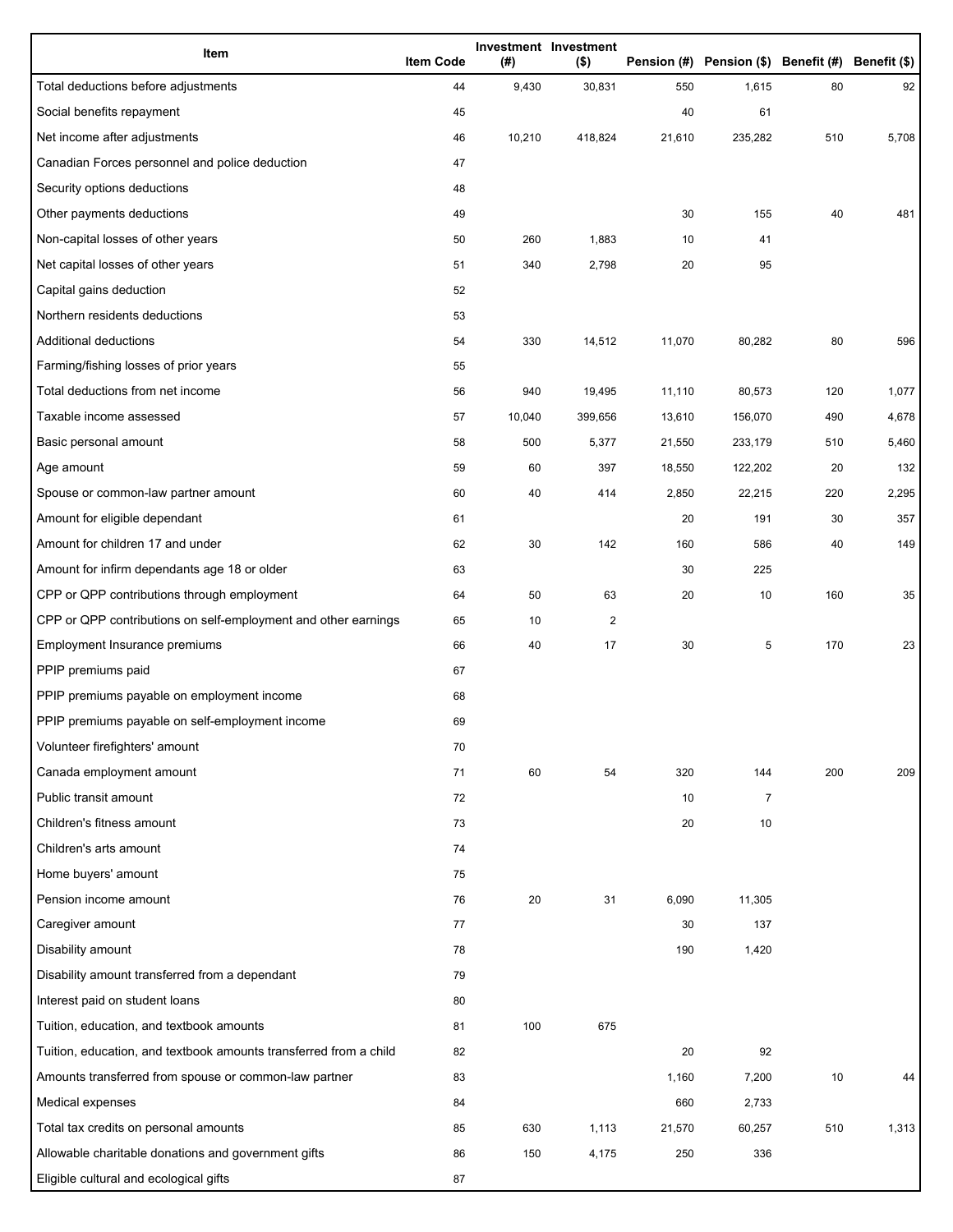| Item | Item Code | Investment (#) | Investment ($) | Pension (#) | Pension ($) | Benefit (#) | Benefit ($) |
| --- | --- | --- | --- | --- | --- | --- | --- |
| Total deductions before adjustments | 44 | 9,430 | 30,831 | 550 | 1,615 | 80 | 92 |
| Social benefits repayment | 45 | | | 40 | 61 | | |
| Net income after adjustments | 46 | 10,210 | 418,824 | 21,610 | 235,282 | 510 | 5,708 |
| Canadian Forces personnel and police deduction | 47 | | | | | | |
| Security options deductions | 48 | | | | | | |
| Other payments deductions | 49 | | | 30 | 155 | 40 | 481 |
| Non-capital losses of other years | 50 | 260 | 1,883 | 10 | 41 | | |
| Net capital losses of other years | 51 | 340 | 2,798 | 20 | 95 | | |
| Capital gains deduction | 52 | | | | | | |
| Northern residents deductions | 53 | | | | | | |
| Additional deductions | 54 | 330 | 14,512 | 11,070 | 80,282 | 80 | 596 |
| Farming/fishing losses of prior years | 55 | | | | | | |
| Total deductions from net income | 56 | 940 | 19,495 | 11,110 | 80,573 | 120 | 1,077 |
| Taxable income assessed | 57 | 10,040 | 399,656 | 13,610 | 156,070 | 490 | 4,678 |
| Basic personal amount | 58 | 500 | 5,377 | 21,550 | 233,179 | 510 | 5,460 |
| Age amount | 59 | 60 | 397 | 18,550 | 122,202 | 20 | 132 |
| Spouse or common-law partner amount | 60 | 40 | 414 | 2,850 | 22,215 | 220 | 2,295 |
| Amount for eligible dependant | 61 | | | 20 | 191 | 30 | 357 |
| Amount for children 17 and under | 62 | 30 | 142 | 160 | 586 | 40 | 149 |
| Amount for infirm dependants age 18 or older | 63 | | | 30 | 225 | | |
| CPP or QPP contributions through employment | 64 | 50 | 63 | 20 | 10 | 160 | 35 |
| CPP or QPP contributions on self-employment and other earnings | 65 | 10 | 2 | | | | |
| Employment Insurance premiums | 66 | 40 | 17 | 30 | 5 | 170 | 23 |
| PPIP premiums paid | 67 | | | | | | |
| PPIP premiums payable on employment income | 68 | | | | | | |
| PPIP premiums payable on self-employment income | 69 | | | | | | |
| Volunteer firefighters' amount | 70 | | | | | | |
| Canada employment amount | 71 | 60 | 54 | 320 | 144 | 200 | 209 |
| Public transit amount | 72 | | | 10 | 7 | | |
| Children's fitness amount | 73 | | | 20 | 10 | | |
| Children's arts amount | 74 | | | | | | |
| Home buyers' amount | 75 | | | | | | |
| Pension income amount | 76 | 20 | 31 | 6,090 | 11,305 | | |
| Caregiver amount | 77 | | | 30 | 137 | | |
| Disability amount | 78 | | | 190 | 1,420 | | |
| Disability amount transferred from a dependant | 79 | | | | | | |
| Interest paid on student loans | 80 | | | | | | |
| Tuition, education, and textbook amounts | 81 | 100 | 675 | | | | |
| Tuition, education, and textbook amounts transferred from a child | 82 | | | 20 | 92 | | |
| Amounts transferred from spouse or common-law partner | 83 | | | 1,160 | 7,200 | 10 | 44 |
| Medical expenses | 84 | | | 660 | 2,733 | | |
| Total tax credits on personal amounts | 85 | 630 | 1,113 | 21,570 | 60,257 | 510 | 1,313 |
| Allowable charitable donations and government gifts | 86 | 150 | 4,175 | 250 | 336 | | |
| Eligible cultural and ecological gifts | 87 | | | | | | |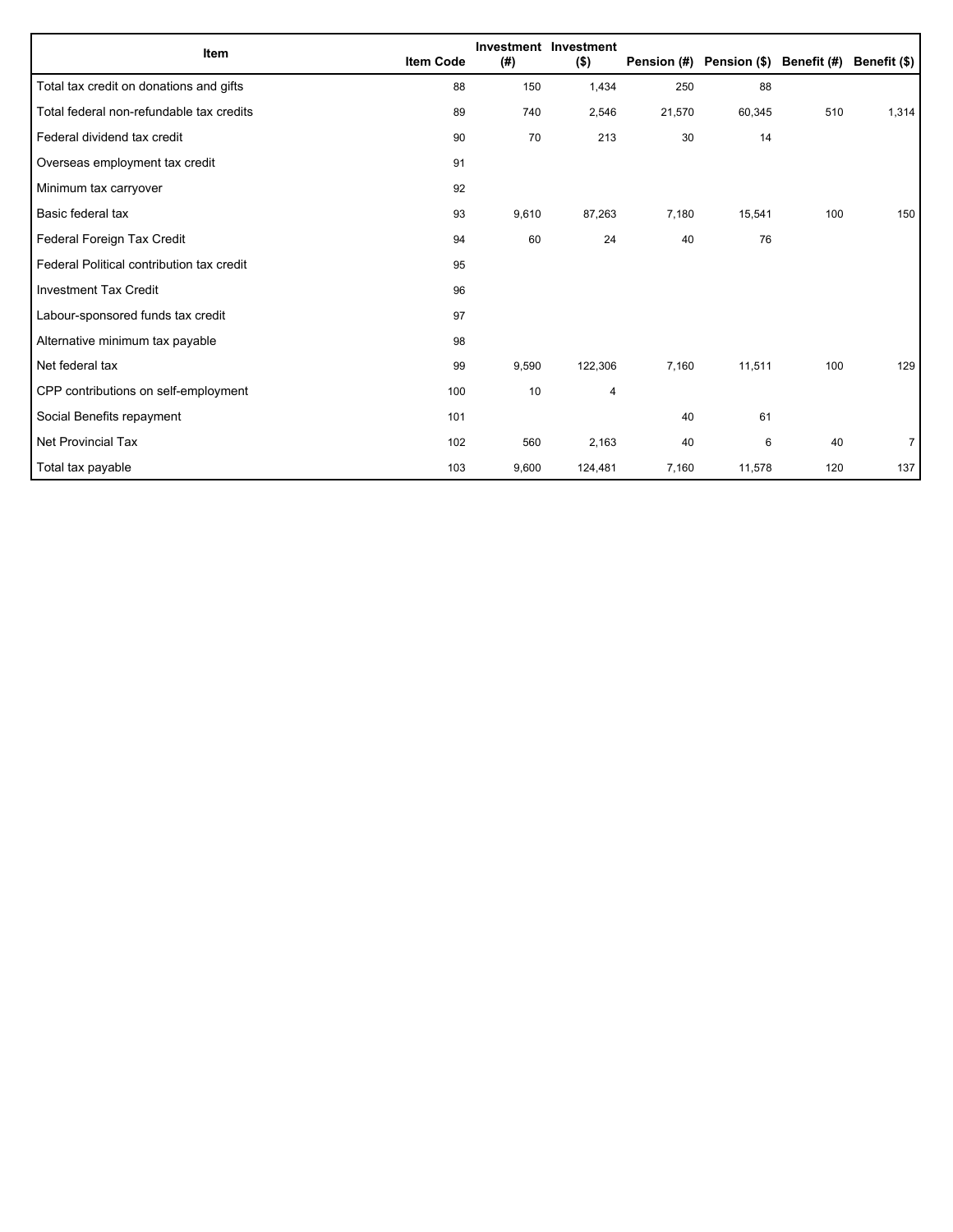| Item | Item Code | Investment (#) | Investment ($) | Pension (#) | Pension ($) | Benefit (#) | Benefit ($) |
|---|---|---|---|---|---|---|---|
| Total tax credit on donations and gifts | 88 | 150 | 1,434 | 250 | 88 | | |
| Total federal non-refundable tax credits | 89 | 740 | 2,546 | 21,570 | 60,345 | 510 | 1,314 |
| Federal dividend tax credit | 90 | 70 | 213 | 30 | 14 | | |
| Overseas employment tax credit | 91 | | | | | | |
| Minimum tax carryover | 92 | | | | | | |
| Basic federal tax | 93 | 9,610 | 87,263 | 7,180 | 15,541 | 100 | 150 |
| Federal Foreign Tax Credit | 94 | 60 | 24 | 40 | 76 | | |
| Federal Political contribution tax credit | 95 | | | | | | |
| Investment Tax Credit | 96 | | | | | | |
| Labour-sponsored funds tax credit | 97 | | | | | | |
| Alternative minimum tax payable | 98 | | | | | | |
| Net federal tax | 99 | 9,590 | 122,306 | 7,160 | 11,511 | 100 | 129 |
| CPP contributions on self-employment | 100 | 10 | 4 | | | | |
| Social Benefits repayment | 101 | | | 40 | 61 | | |
| Net Provincial Tax | 102 | 560 | 2,163 | 40 | 6 | 40 | 7 |
| Total tax payable | 103 | 9,600 | 124,481 | 7,160 | 11,578 | 120 | 137 |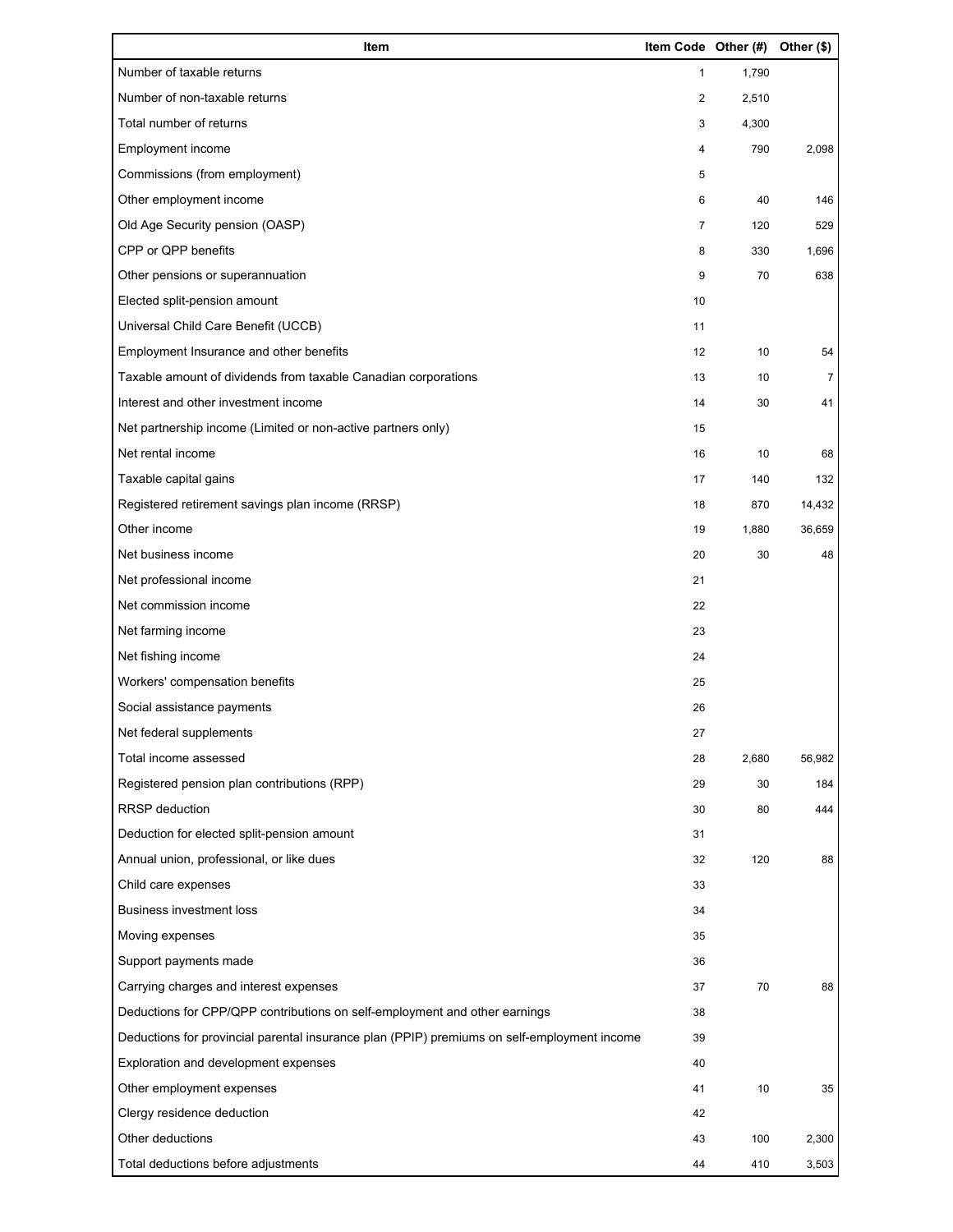| Item | Item Code | Other (#) | Other ($) |
|---|---|---|---|
| Number of taxable returns | 1 | 1,790 | |
| Number of non-taxable returns | 2 | 2,510 | |
| Total number of returns | 3 | 4,300 | |
| Employment income | 4 | 790 | 2,098 |
| Commissions (from employment) | 5 | | |
| Other employment income | 6 | 40 | 146 |
| Old Age Security pension (OASP) | 7 | 120 | 529 |
| CPP or QPP benefits | 8 | 330 | 1,696 |
| Other pensions or superannuation | 9 | 70 | 638 |
| Elected split-pension amount | 10 | | |
| Universal Child Care Benefit (UCCB) | 11 | | |
| Employment Insurance and other benefits | 12 | 10 | 54 |
| Taxable amount of dividends from taxable Canadian corporations | 13 | 10 | 7 |
| Interest and other investment income | 14 | 30 | 41 |
| Net partnership income (Limited or non-active partners only) | 15 | | |
| Net rental income | 16 | 10 | 68 |
| Taxable capital gains | 17 | 140 | 132 |
| Registered retirement savings plan income (RRSP) | 18 | 870 | 14,432 |
| Other income | 19 | 1,880 | 36,659 |
| Net business income | 20 | 30 | 48 |
| Net professional income | 21 | | |
| Net commission income | 22 | | |
| Net farming income | 23 | | |
| Net fishing income | 24 | | |
| Workers' compensation benefits | 25 | | |
| Social assistance payments | 26 | | |
| Net federal supplements | 27 | | |
| Total income assessed | 28 | 2,680 | 56,982 |
| Registered pension plan contributions (RPP) | 29 | 30 | 184 |
| RRSP deduction | 30 | 80 | 444 |
| Deduction for elected split-pension amount | 31 | | |
| Annual union, professional, or like dues | 32 | 120 | 88 |
| Child care expenses | 33 | | |
| Business investment loss | 34 | | |
| Moving expenses | 35 | | |
| Support payments made | 36 | | |
| Carrying charges and interest expenses | 37 | 70 | 88 |
| Deductions for CPP/QPP contributions on self-employment and other earnings | 38 | | |
| Deductions for provincial parental insurance plan (PPIP) premiums on self-employment income | 39 | | |
| Exploration and development expenses | 40 | | |
| Other employment expenses | 41 | 10 | 35 |
| Clergy residence deduction | 42 | | |
| Other deductions | 43 | 100 | 2,300 |
| Total deductions before adjustments | 44 | 410 | 3,503 |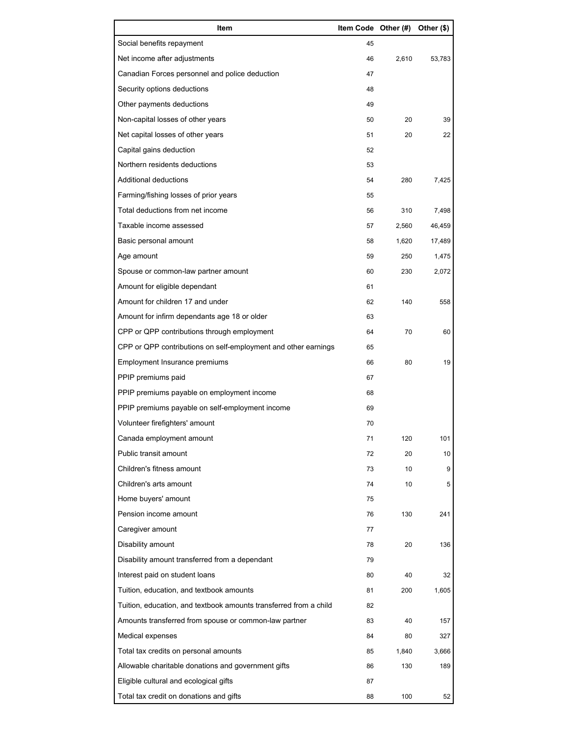| Item | Item Code | Other (#) | Other ($) |
| --- | --- | --- | --- |
| Social benefits repayment | 45 | | |
| Net income after adjustments | 46 | 2,610 | 53,783 |
| Canadian Forces personnel and police deduction | 47 | | |
| Security options deductions | 48 | | |
| Other payments deductions | 49 | | |
| Non-capital losses of other years | 50 | 20 | 39 |
| Net capital losses of other years | 51 | 20 | 22 |
| Capital gains deduction | 52 | | |
| Northern residents deductions | 53 | | |
| Additional deductions | 54 | 280 | 7,425 |
| Farming/fishing losses of prior years | 55 | | |
| Total deductions from net income | 56 | 310 | 7,498 |
| Taxable income assessed | 57 | 2,560 | 46,459 |
| Basic personal amount | 58 | 1,620 | 17,489 |
| Age amount | 59 | 250 | 1,475 |
| Spouse or common-law partner amount | 60 | 230 | 2,072 |
| Amount for eligible dependant | 61 | | |
| Amount for children 17 and under | 62 | 140 | 558 |
| Amount for infirm dependants age 18 or older | 63 | | |
| CPP or QPP contributions through employment | 64 | 70 | 60 |
| CPP or QPP contributions on self-employment and other earnings | 65 | | |
| Employment Insurance premiums | 66 | 80 | 19 |
| PPIP premiums paid | 67 | | |
| PPIP premiums payable on employment income | 68 | | |
| PPIP premiums payable on self-employment income | 69 | | |
| Volunteer firefighters' amount | 70 | | |
| Canada employment amount | 71 | 120 | 101 |
| Public transit amount | 72 | 20 | 10 |
| Children's fitness amount | 73 | 10 | 9 |
| Children's arts amount | 74 | 10 | 5 |
| Home buyers' amount | 75 | | |
| Pension income amount | 76 | 130 | 241 |
| Caregiver amount | 77 | | |
| Disability amount | 78 | 20 | 136 |
| Disability amount transferred from a dependant | 79 | | |
| Interest paid on student loans | 80 | 40 | 32 |
| Tuition, education, and textbook amounts | 81 | 200 | 1,605 |
| Tuition, education, and textbook amounts transferred from a child | 82 | | |
| Amounts transferred from spouse or common-law partner | 83 | 40 | 157 |
| Medical expenses | 84 | 80 | 327 |
| Total tax credits on personal amounts | 85 | 1,840 | 3,666 |
| Allowable charitable donations and government gifts | 86 | 130 | 189 |
| Eligible cultural and ecological gifts | 87 | | |
| Total tax credit on donations and gifts | 88 | 100 | 52 |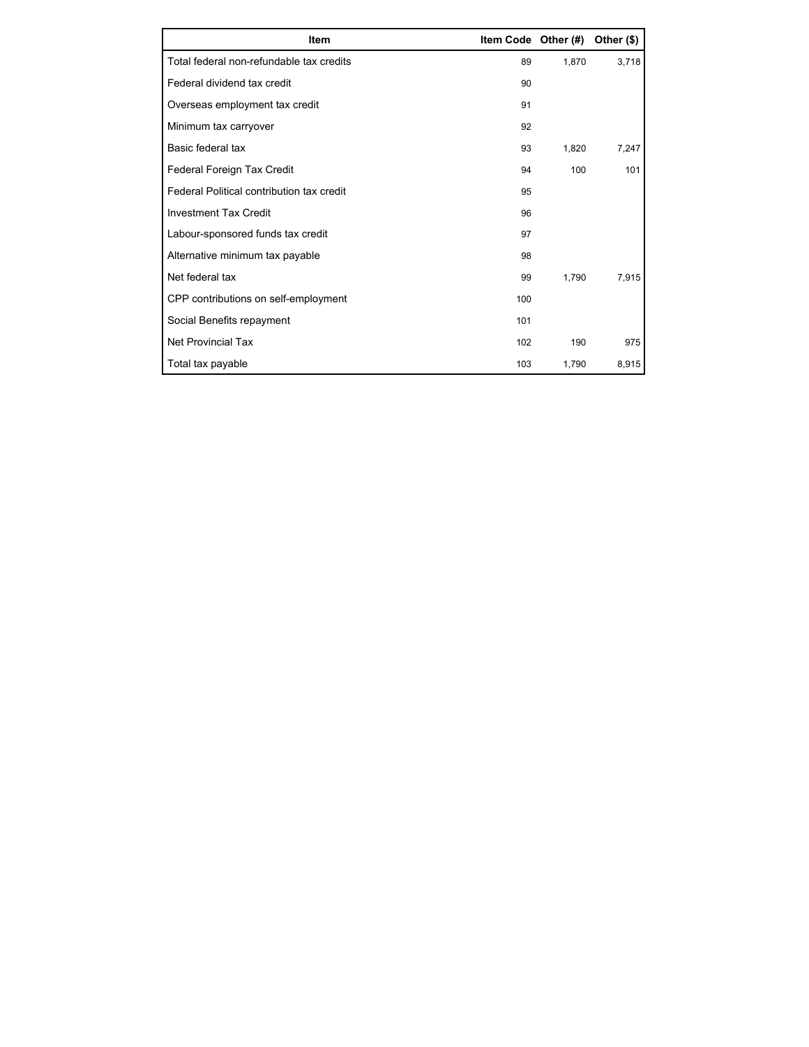| Item | Item Code | Other (#) | Other ($) |
| --- | --- | --- | --- |
| Total federal non-refundable tax credits | 89 | 1,870 | 3,718 |
| Federal dividend tax credit | 90 | | |
| Overseas employment tax credit | 91 | | |
| Minimum tax carryover | 92 | | |
| Basic federal tax | 93 | 1,820 | 7,247 |
| Federal Foreign Tax Credit | 94 | 100 | 101 |
| Federal Political contribution tax credit | 95 | | |
| Investment Tax Credit | 96 | | |
| Labour-sponsored funds tax credit | 97 | | |
| Alternative minimum tax payable | 98 | | |
| Net federal tax | 99 | 1,790 | 7,915 |
| CPP contributions on self-employment | 100 | | |
| Social Benefits repayment | 101 | | |
| Net Provincial Tax | 102 | 190 | 975 |
| Total tax payable | 103 | 1,790 | 8,915 |